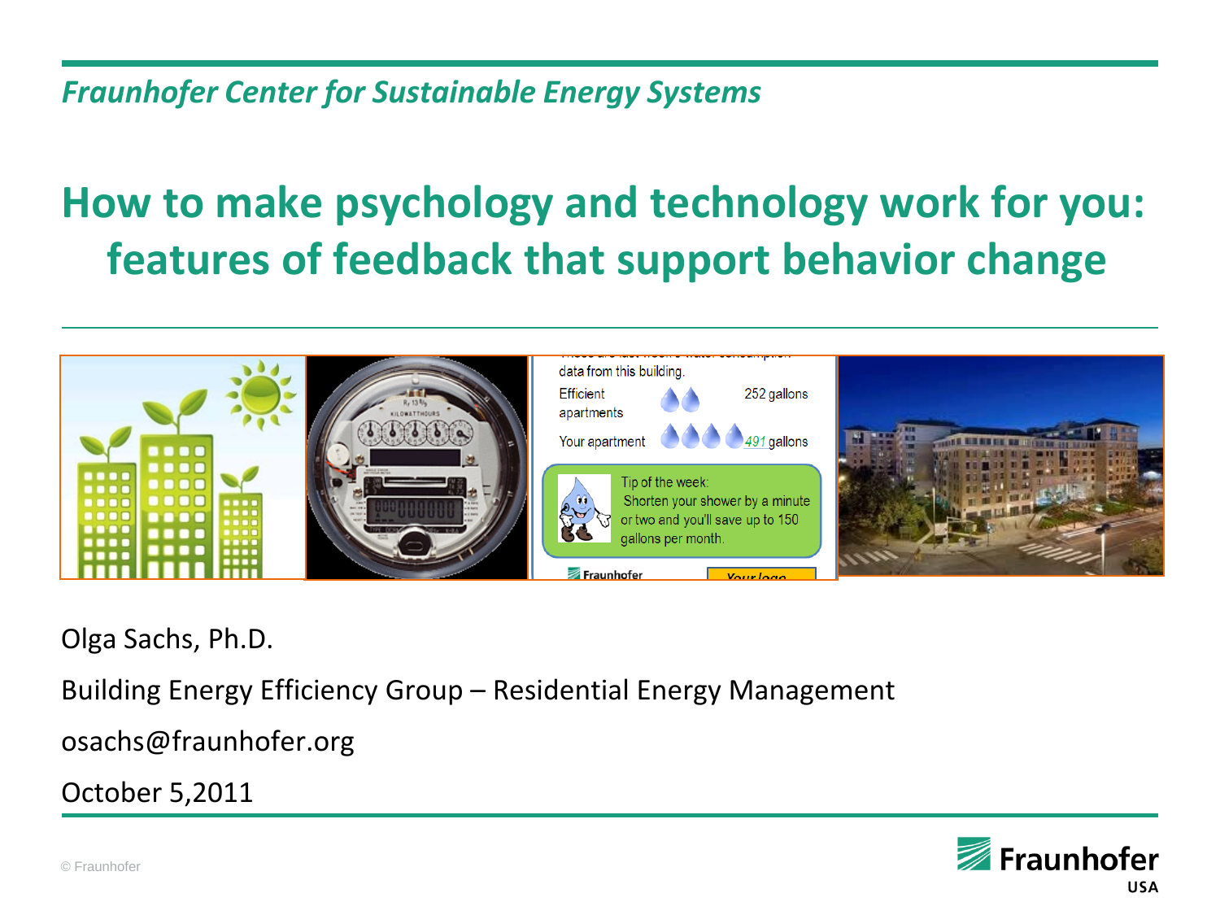*Fraunhofer Center for Sustainable Energy Systems*

# How to make psychology and technology work for you: features of feedback that support behavior change

Olga Sachs, Ph.D.

Building Energy Efficiency Group – Residential Energy Management

osachs@fraunhofer.org

October 5,2011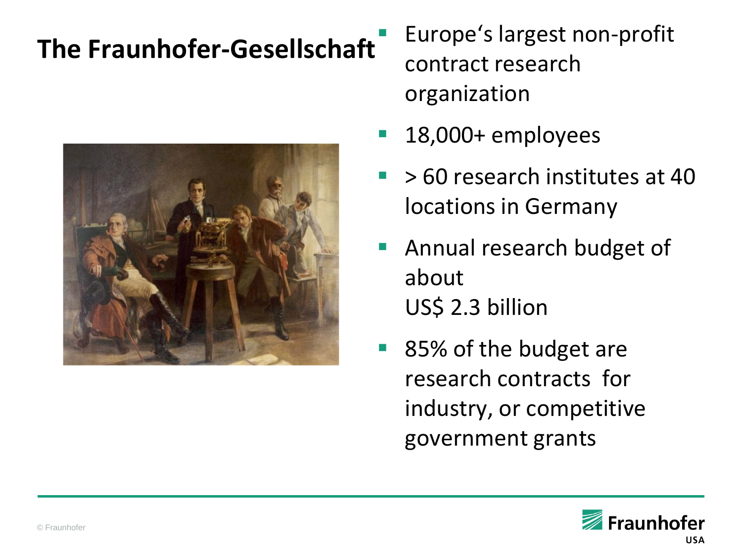# The Fraunhofer-Gesellschaft

- Europe's largest non-profit contract research organization
- 18,000+ employees
- > 60 research institutes at 40 locations in Germany
- Annual research budget of about US$ 2.3 billion
- 85% of the budget are research contracts for industry, or competitive government grants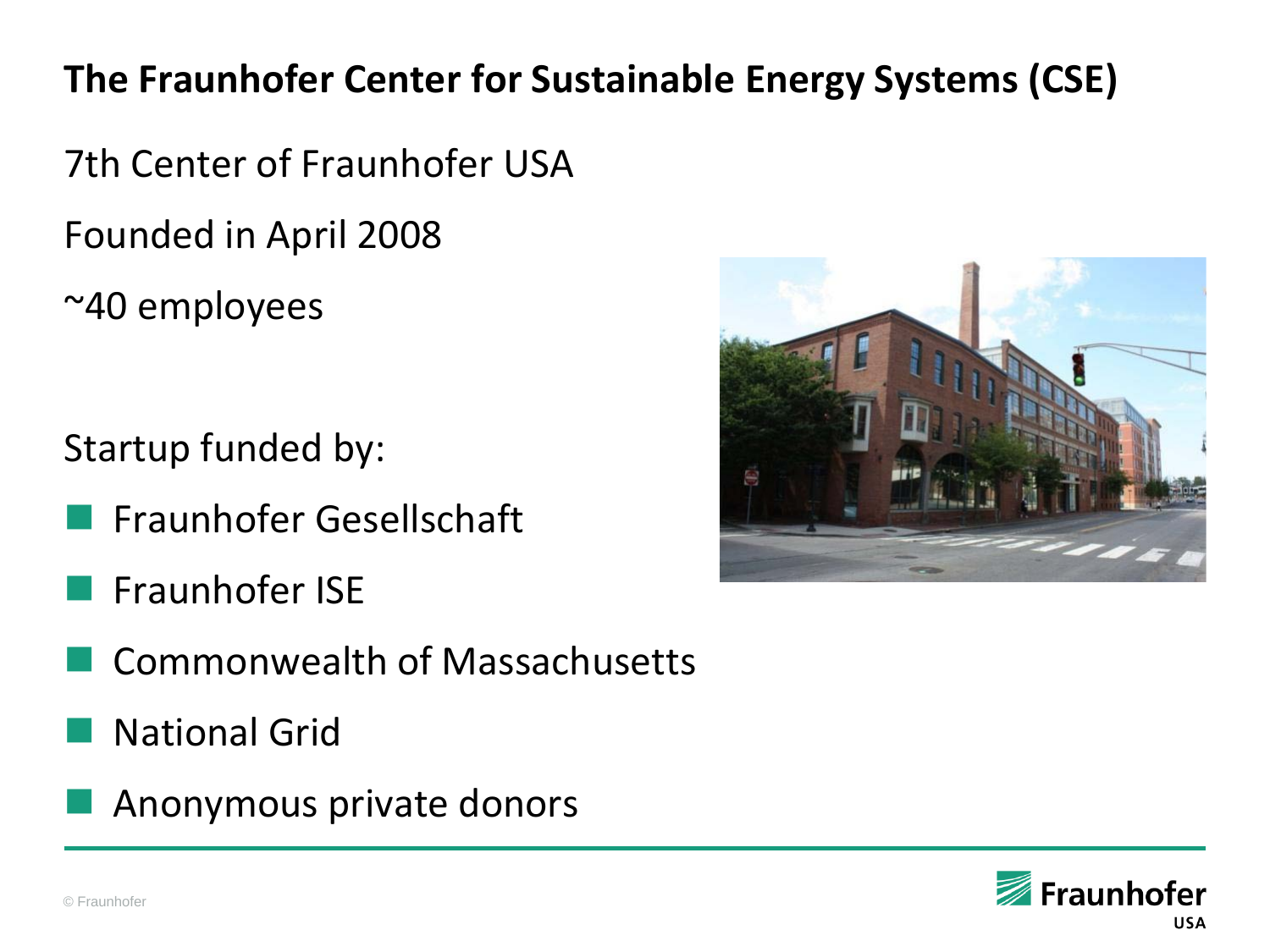# The Fraunhofer Center for Sustainable Energy Systems (CSE)

7th Center of Fraunhofer USA

Founded in April 2008

~40 employees

Startup funded by:

- Fraunhofer Gesellschaft
- Fraunhofer ISE
- Commonwealth of Massachusetts
- National Grid
- Anonymous private donors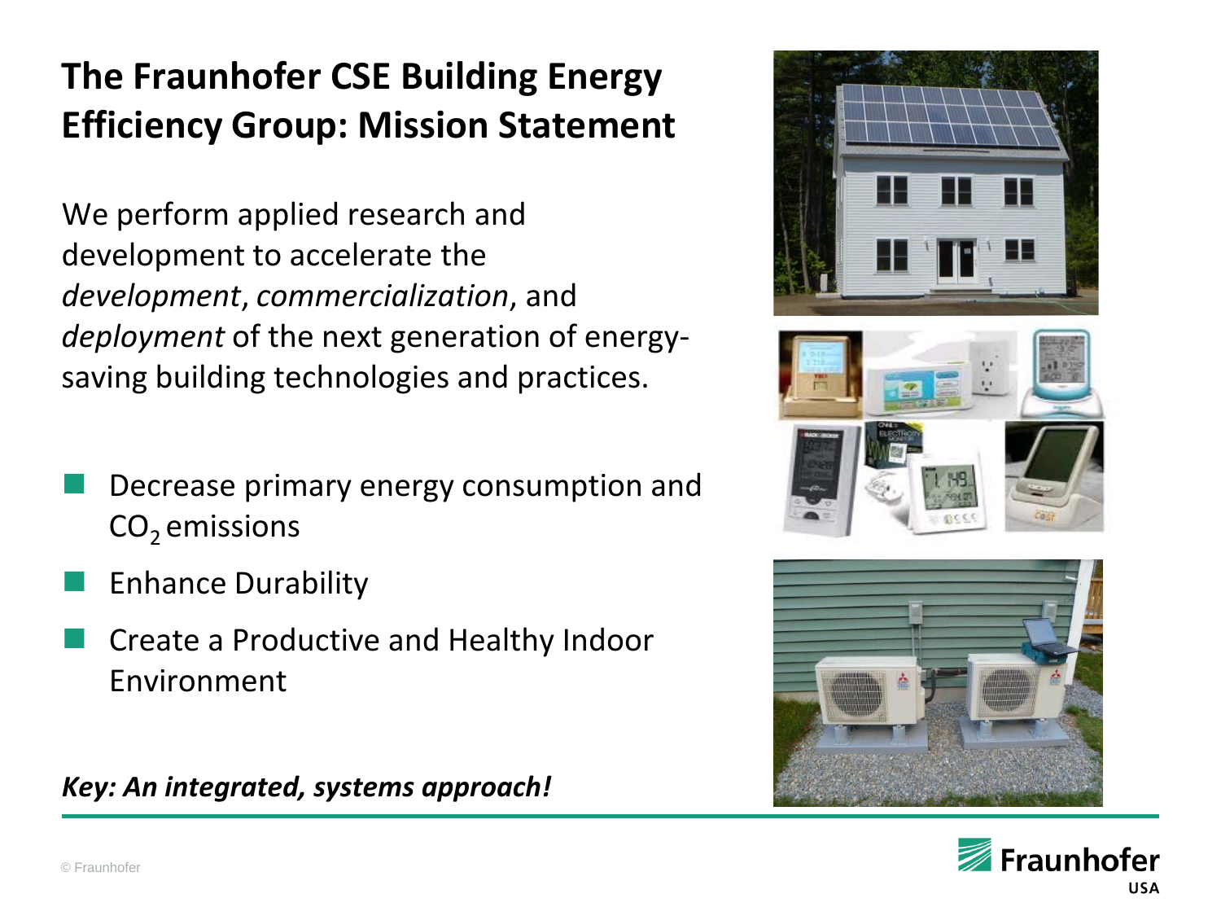# The Fraunhofer CSE Building Energy Efficiency Group: Mission Statement

We perform applied research and development to accelerate the *development*, *commercialization*, and *deployment* of the next generation of energy-saving building technologies and practices.

- Decrease primary energy consumption and $CO_2$ emissions
- Enhance Durability
- Create a Productive and Healthy Indoor Environment

***Key: An integrated, systems approach!***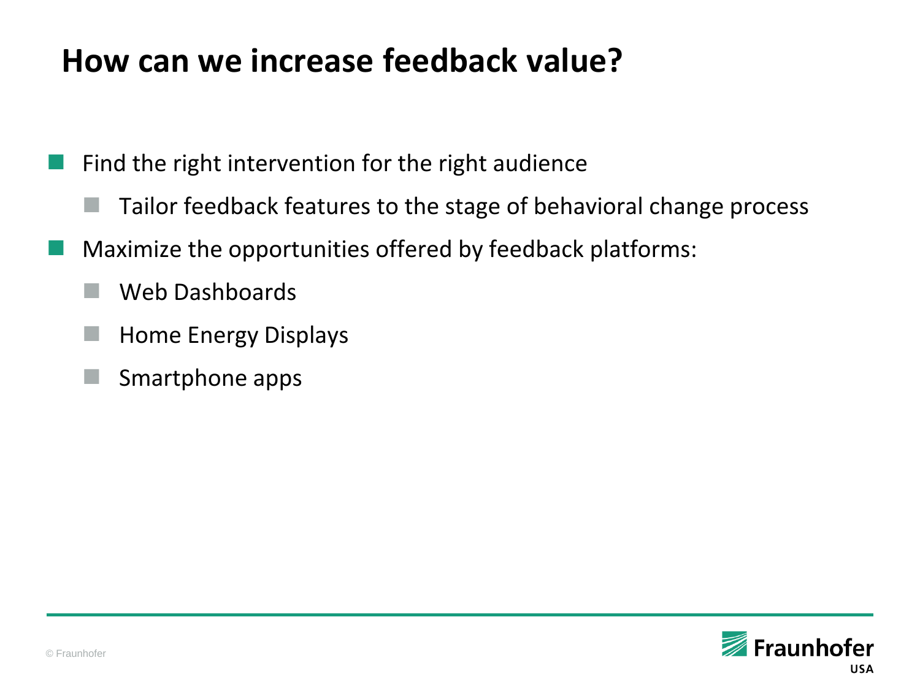# How can we increase feedback value?

- Find the right intervention for the right audience
  - Tailor feedback features to the stage of behavioral change process
- Maximize the opportunities offered by feedback platforms:
  - Web Dashboards
  - Home Energy Displays
  - Smartphone apps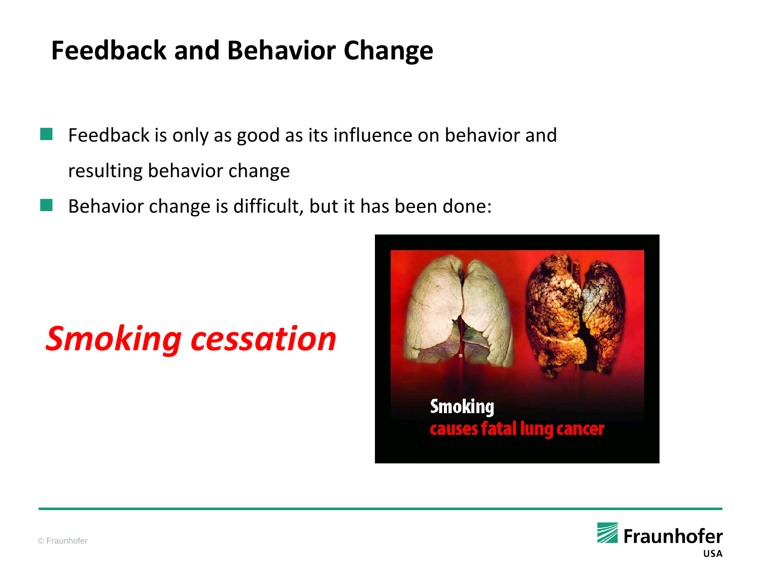# Feedback and Behavior Change

- Feedback is only as good as its influence on behavior and resulting behavior change
- Behavior change is difficult, but it has been done:

***Smoking cessation***

Smoking
causes fatal lung cancer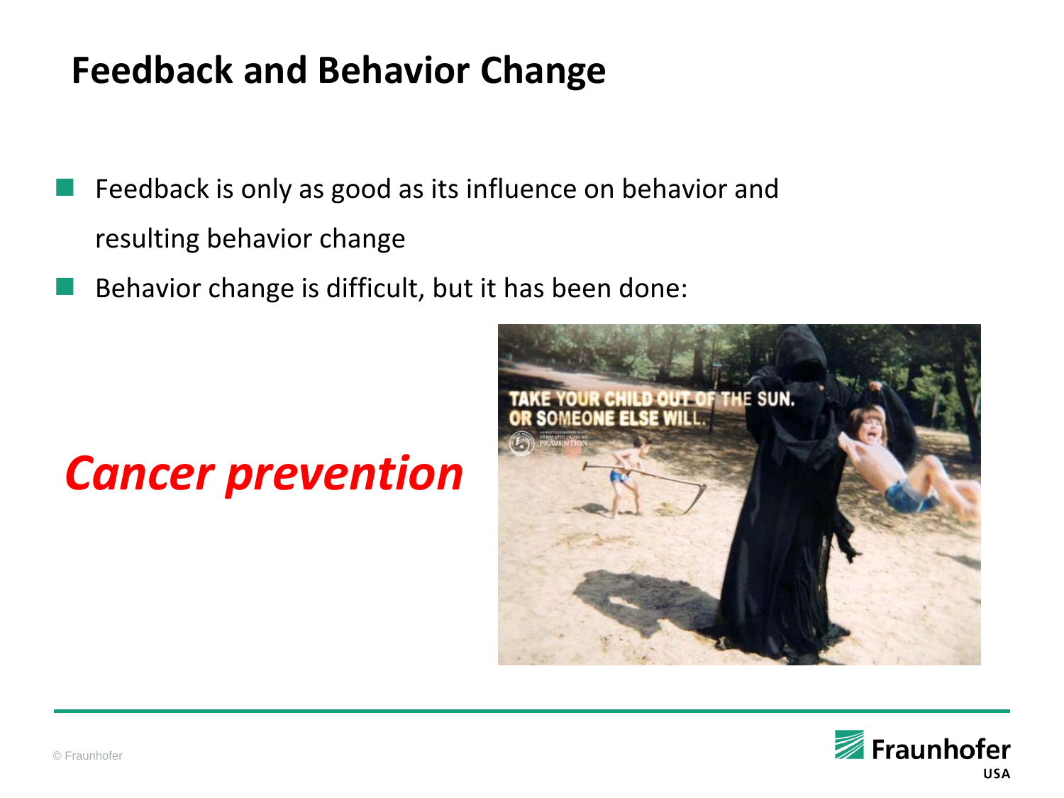# Feedback and Behavior Change

- Feedback is only as good as its influence on behavior and resulting behavior change
- Behavior change is difficult, but it has been done:

*Cancer prevention*

TAKE YOUR CHILD OUT OF THE SUN. OR SOMEONE ELSE WILL.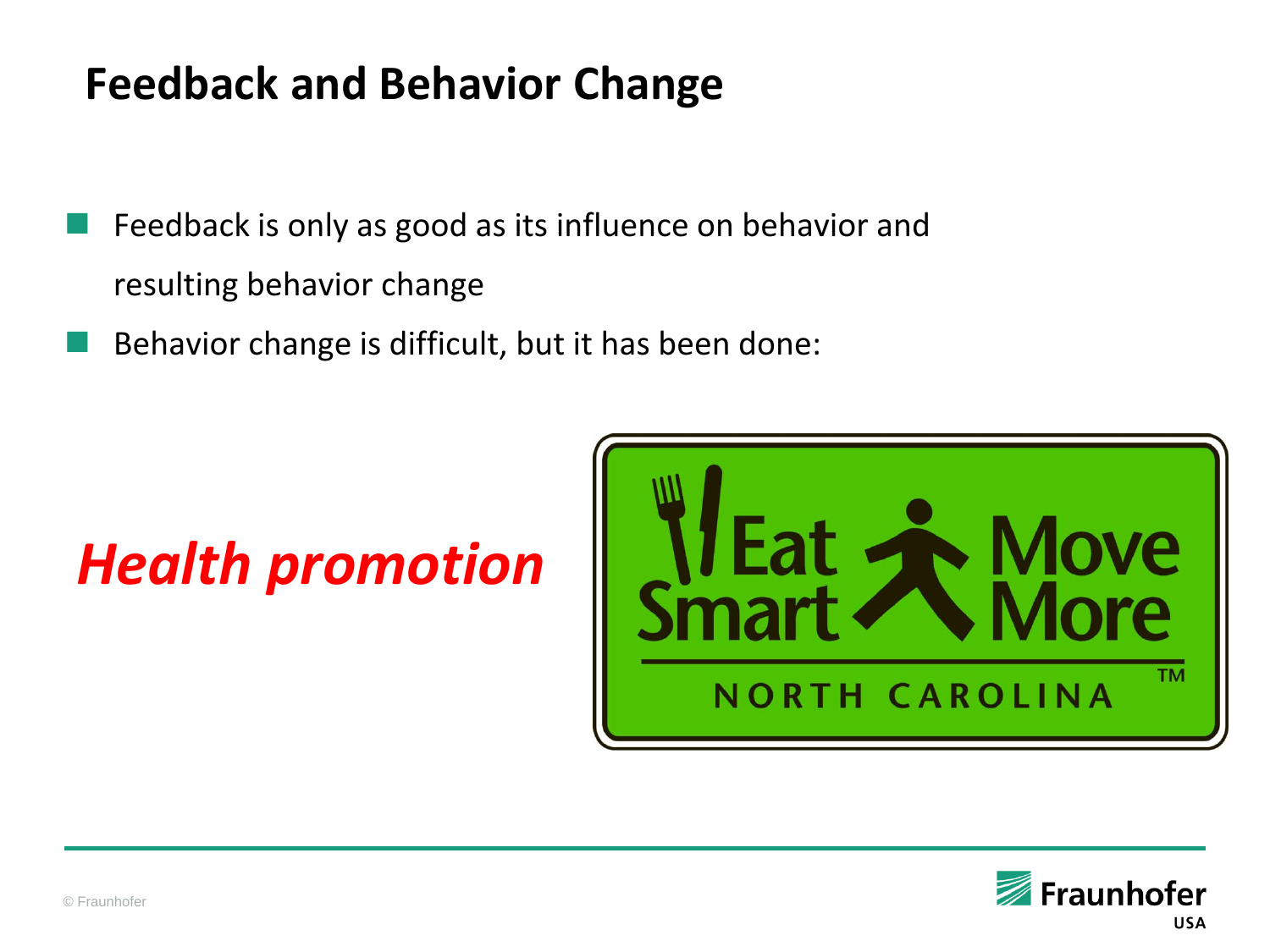# Feedback and Behavior Change

- Feedback is only as good as its influence on behavior and resulting behavior change
- Behavior change is difficult, but it has been done:

***Health promotion***

Eat Smart Move More NORTH CAROLINA ™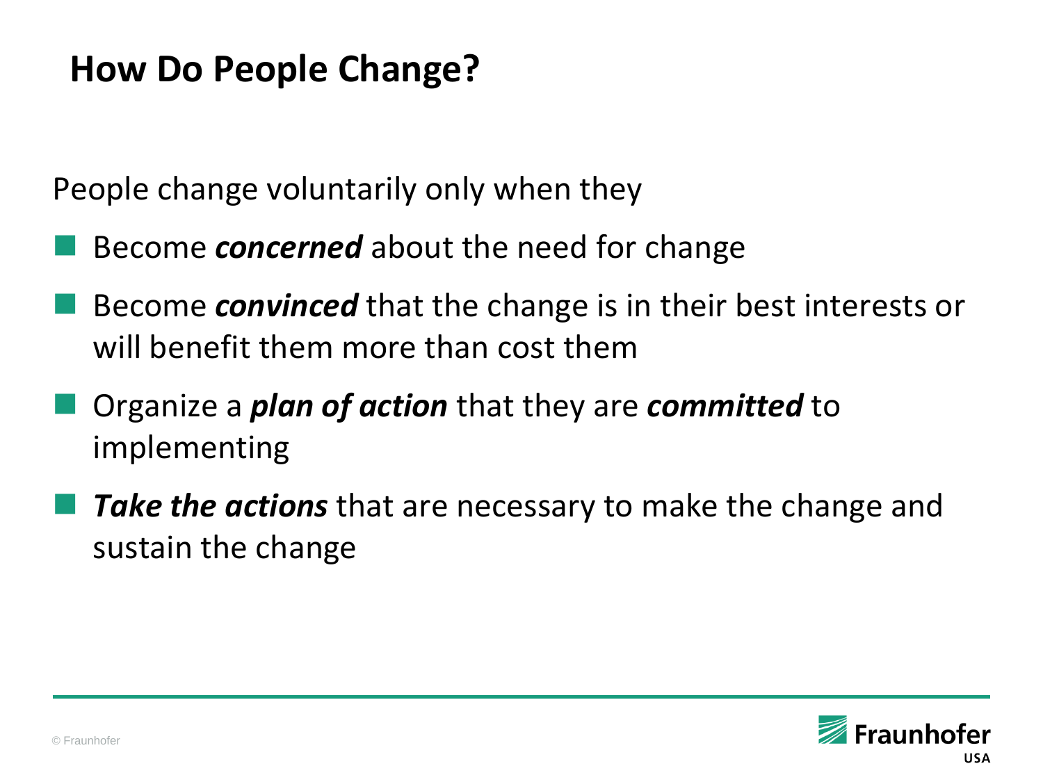# How Do People Change?

People change voluntarily only when they

- Become ***concerned*** about the need for change
- Become ***convinced*** that the change is in their best interests or will benefit them more than cost them
- Organize a ***plan of action*** that they are ***committed*** to implementing
- ***Take the actions*** that are necessary to make the change and sustain the change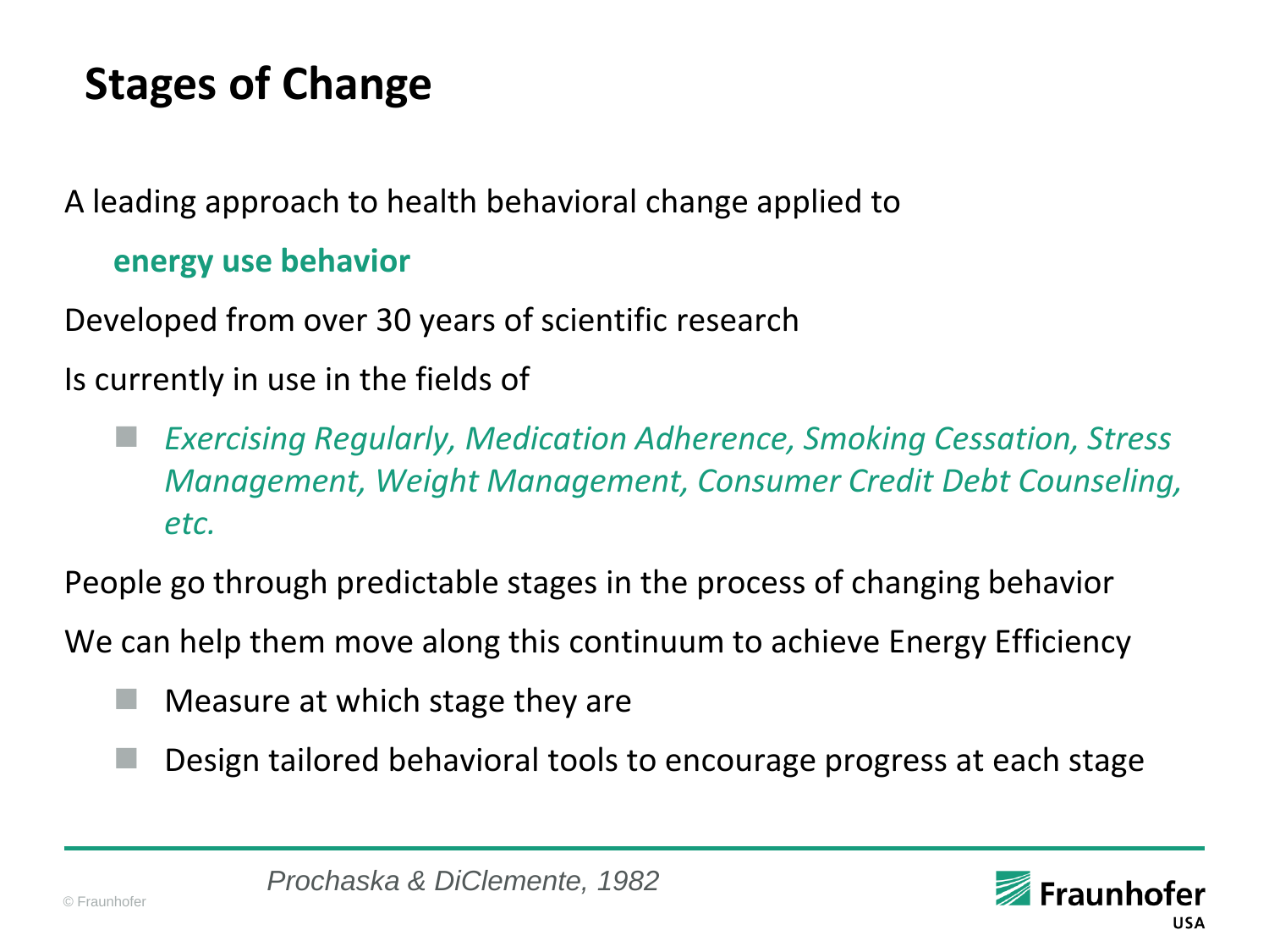# Stages of Change

A leading approach to health behavioral change applied to

**energy use behavior**

Developed from over 30 years of scientific research

Is currently in use in the fields of

- *Exercising Regularly, Medication Adherence, Smoking Cessation, Stress Management, Weight Management, Consumer Credit Debt Counseling, etc.*

People go through predictable stages in the process of changing behavior

We can help them move along this continuum to achieve Energy Efficiency

- Measure at which stage they are
- Design tailored behavioral tools to encourage progress at each stage

*Prochaska & DiClemente, 1982*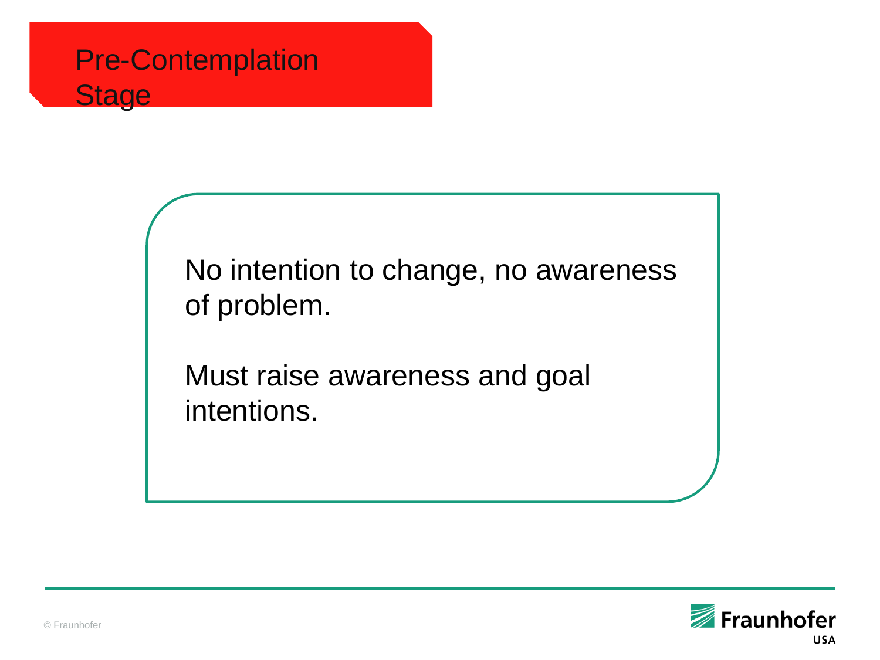# Pre-Contemplation Stage

No intention to change, no awareness of problem.

Must raise awareness and goal intentions.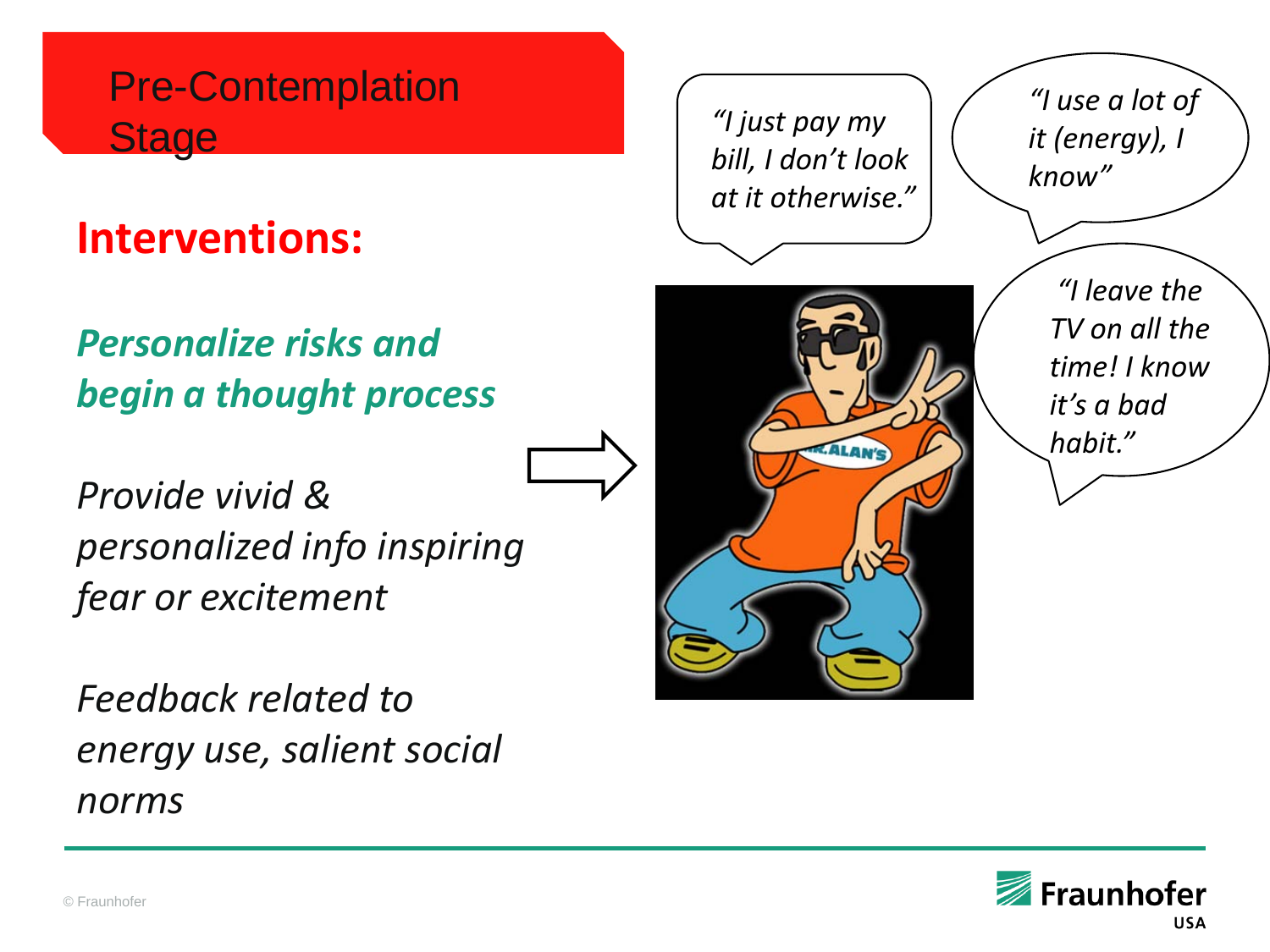# Pre-Contemplation Stage

## Interventions:

***Personalize risks and begin a thought process***

*Provide vivid & personalized info inspiring fear or excitement*

*Feedback related to energy use, salient social norms*

*"I just pay my bill, I don't look at it otherwise."*

*"I use a lot of it (energy), I know"*

*"I leave the TV on all the time! I know it's a bad habit."*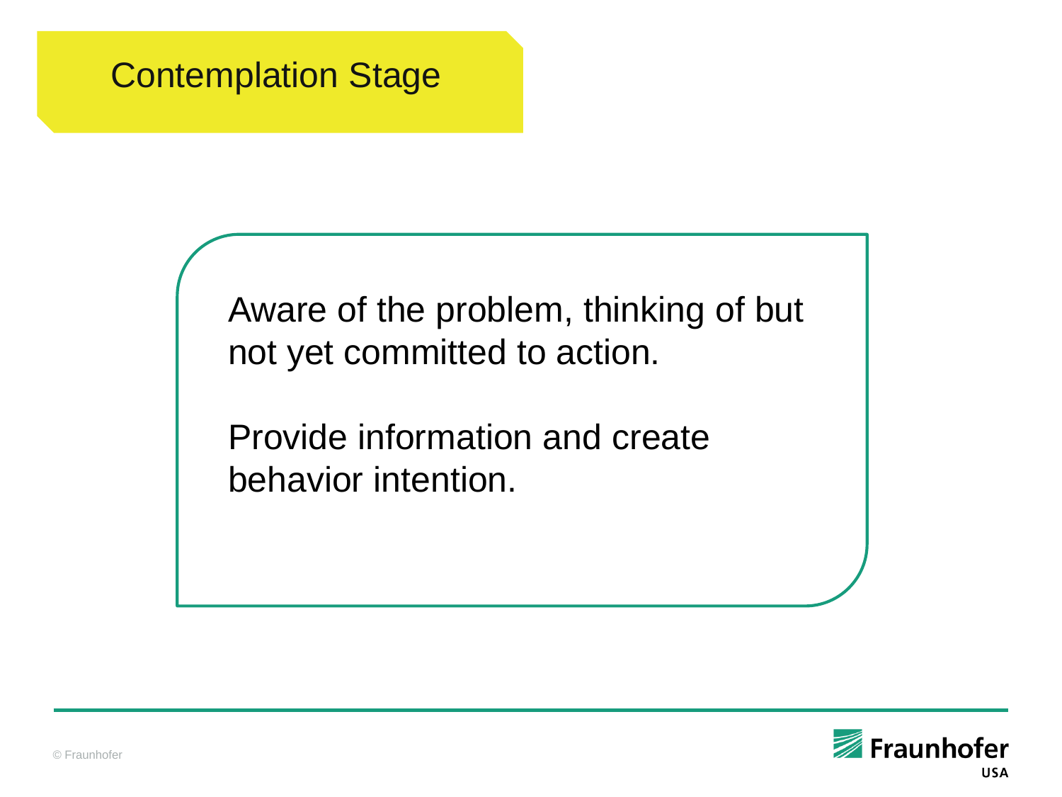# Contemplation Stage

Aware of the problem, thinking of but not yet committed to action.

Provide information and create behavior intention.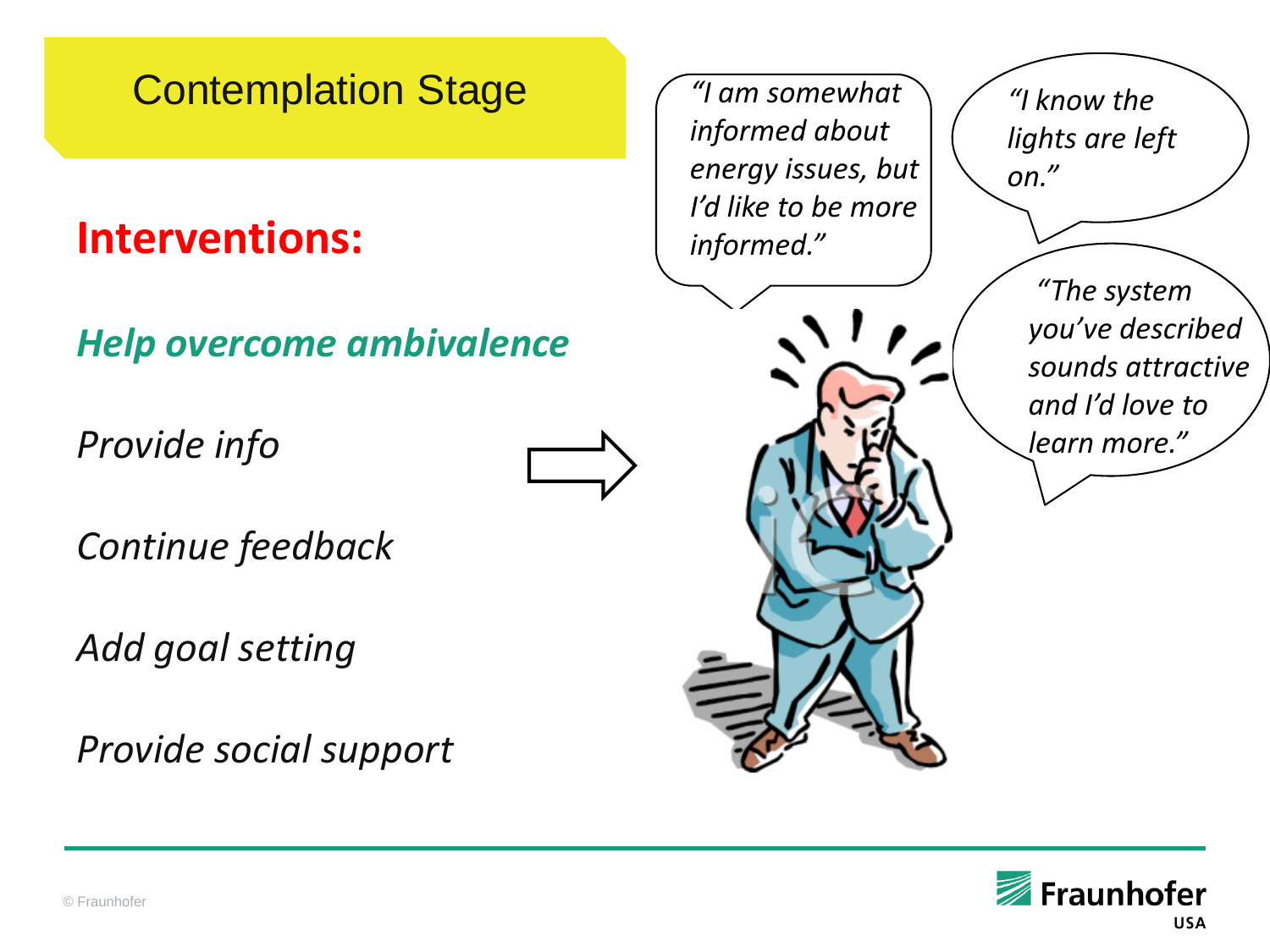# Contemplation Stage

## Interventions:

***Help overcome ambivalence***

*Provide info*

*Continue feedback*

*Add goal setting*

*Provide social support*

*"I am somewhat informed about energy issues, but I'd like to be more informed."*

*"I know the lights are left on."*

*"The system you've described sounds attractive and I'd love to learn more."*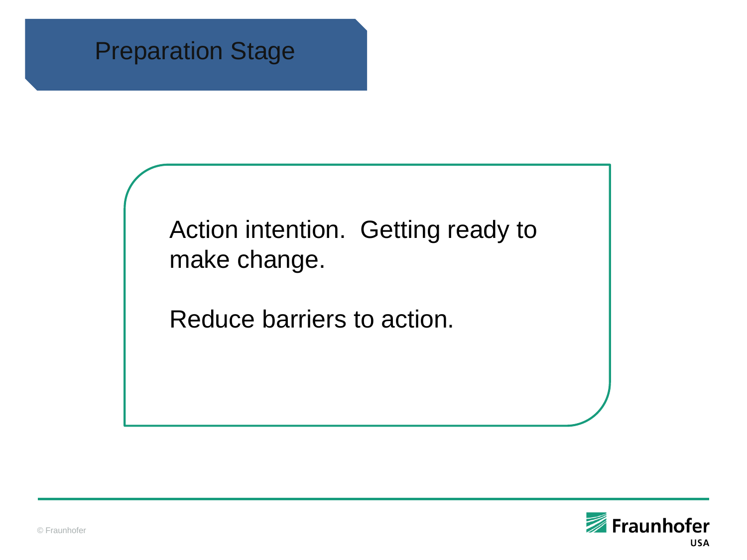# Preparation Stage

Action intention. Getting ready to make change.

Reduce barriers to action.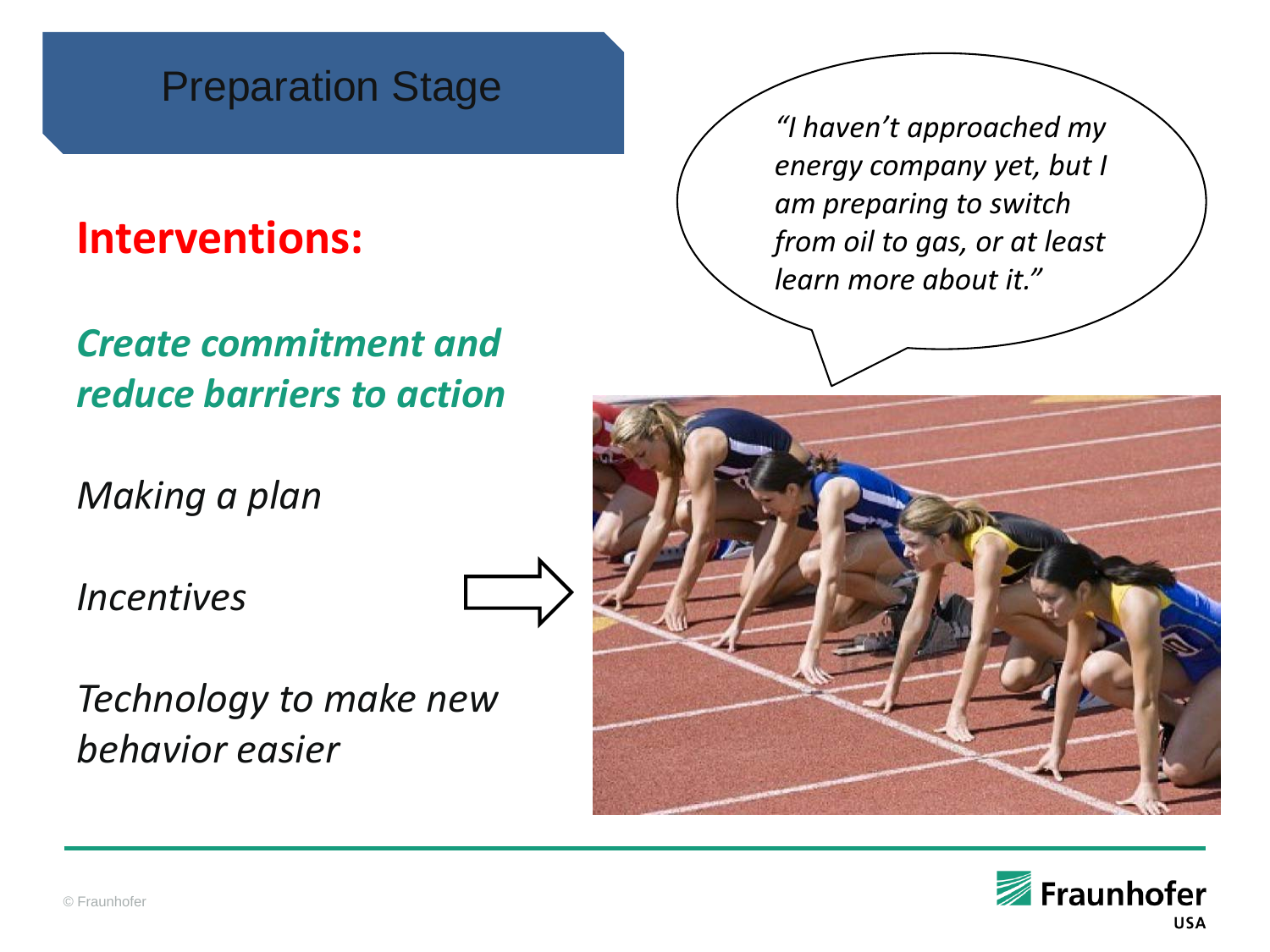# Preparation Stage

## **Interventions:**

***Create commitment and reduce barriers to action***

*Making a plan*

*Incentives*

*Technology to make new behavior easier*

*"I haven't approached my energy company yet, but I am preparing to switch from oil to gas, or at least learn more about it."*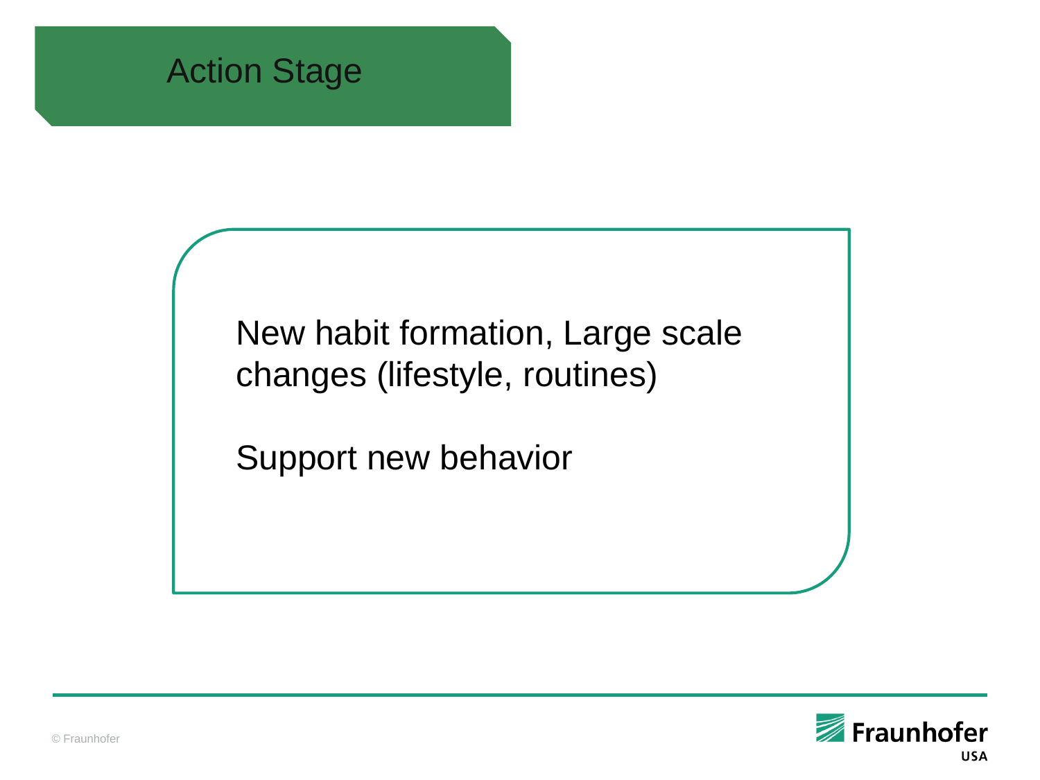# Action Stage

New habit formation, Large scale changes (lifestyle, routines)

Support new behavior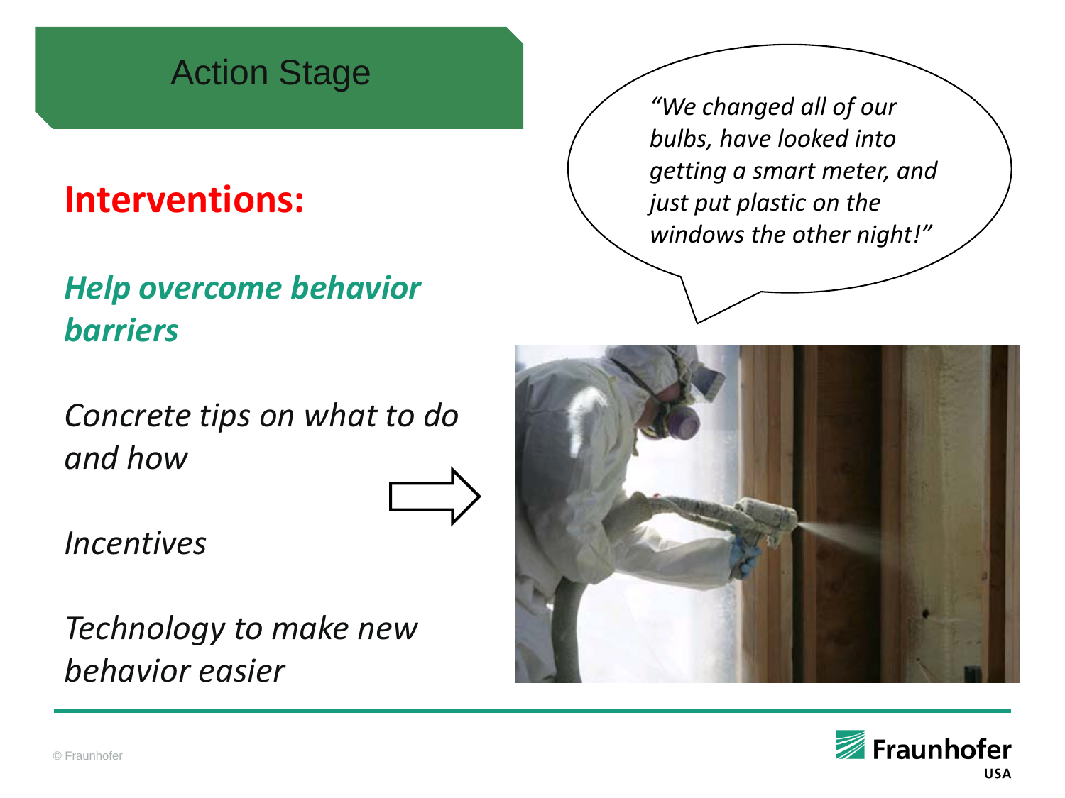# Action Stage

## Interventions:

***Help overcome behavior barriers***

*Concrete tips on what to do and how*

*Incentives*

*Technology to make new behavior easier*

*"We changed all of our bulbs, have looked into getting a smart meter, and just put plastic on the windows the other night!"*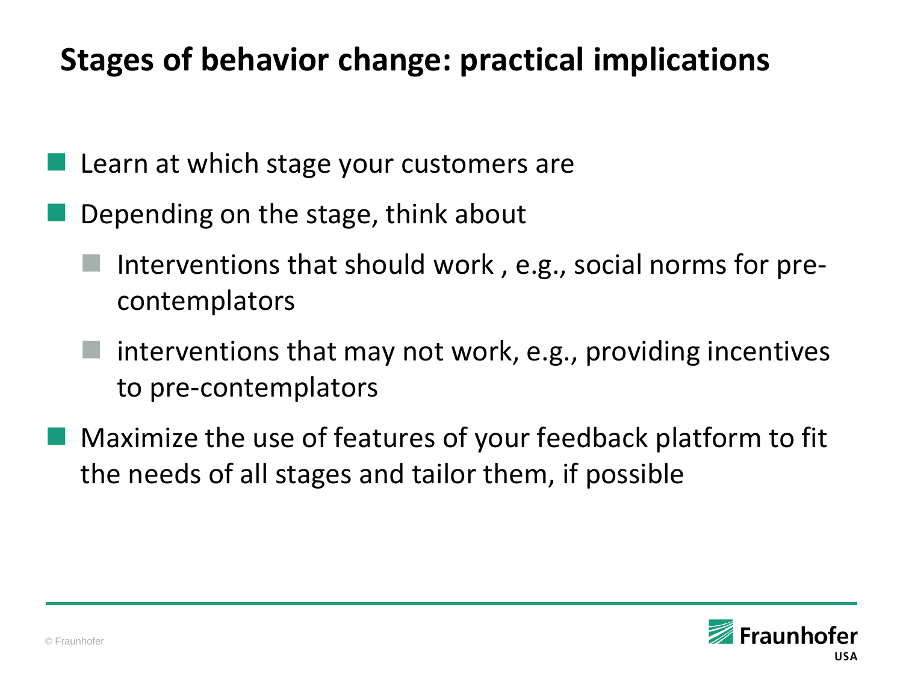# Stages of behavior change: practical implications

- Learn at which stage your customers are
- Depending on the stage, think about
  - Interventions that should work , e.g., social norms for pre-contemplators
  - interventions that may not work, e.g., providing incentives to pre-contemplators
- Maximize the use of features of your feedback platform to fit the needs of all stages and tailor them, if possible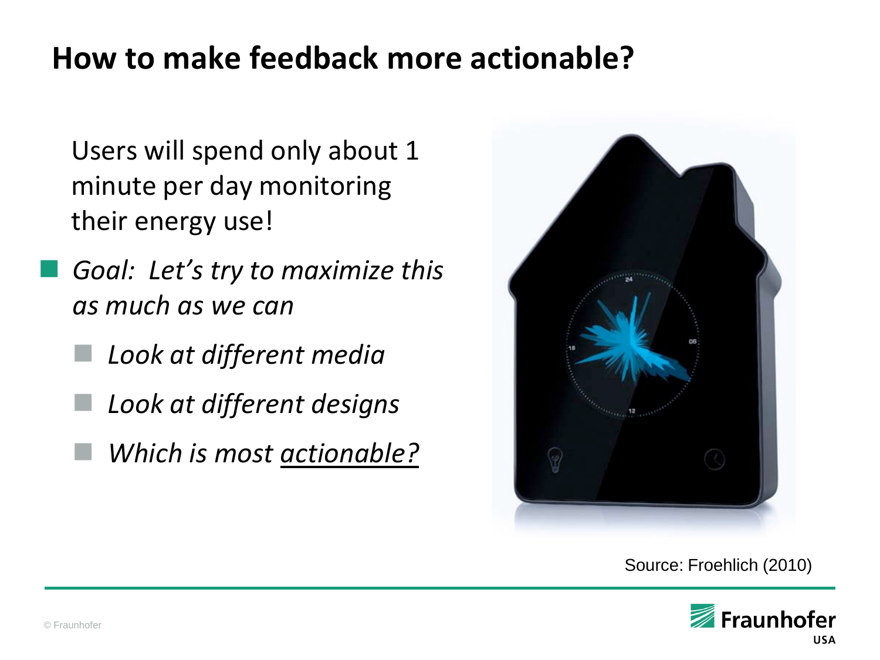# How to make feedback more actionable?

Users will spend only about 1 minute per day monitoring their energy use!

- *Goal: Let's try to maximize this as much as we can*
  - *Look at different media*
  - *Look at different designs*
  - *Which is most actionable?*

Source: Froehlich (2010)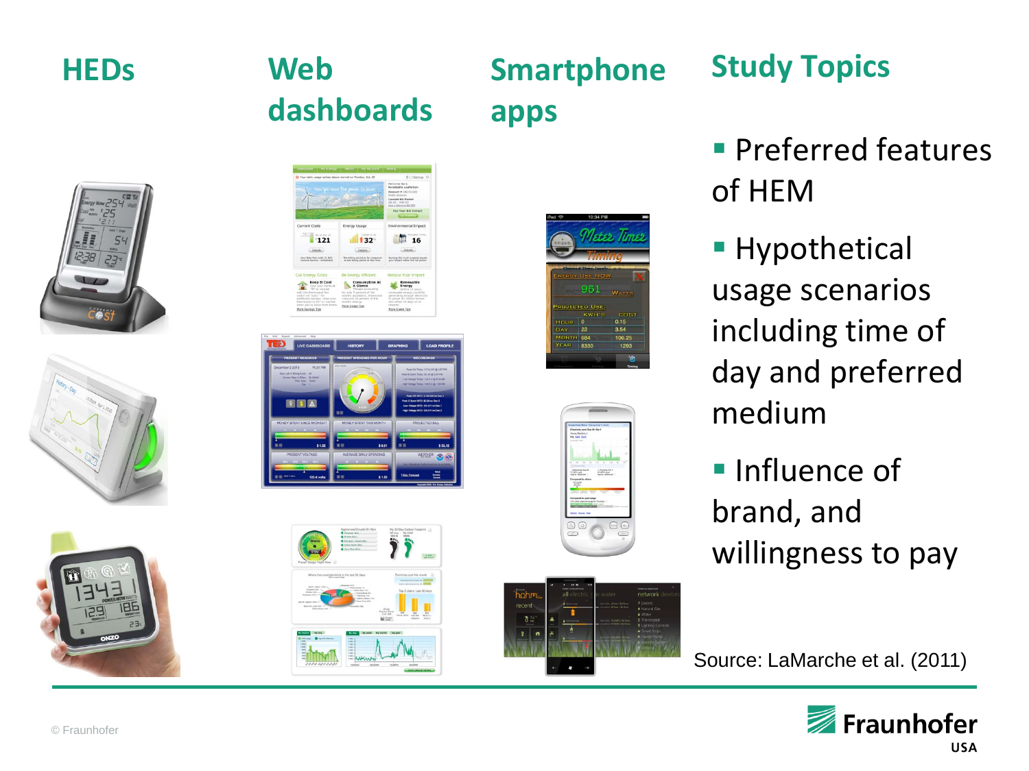## HEDs

## Web dashboards

## Smartphone apps

## Study Topics

- Preferred features of HEM
- Hypothetical usage scenarios including time of day and preferred medium
- Influence of brand, and willingness to pay

Source: LaMarche et al. (2011)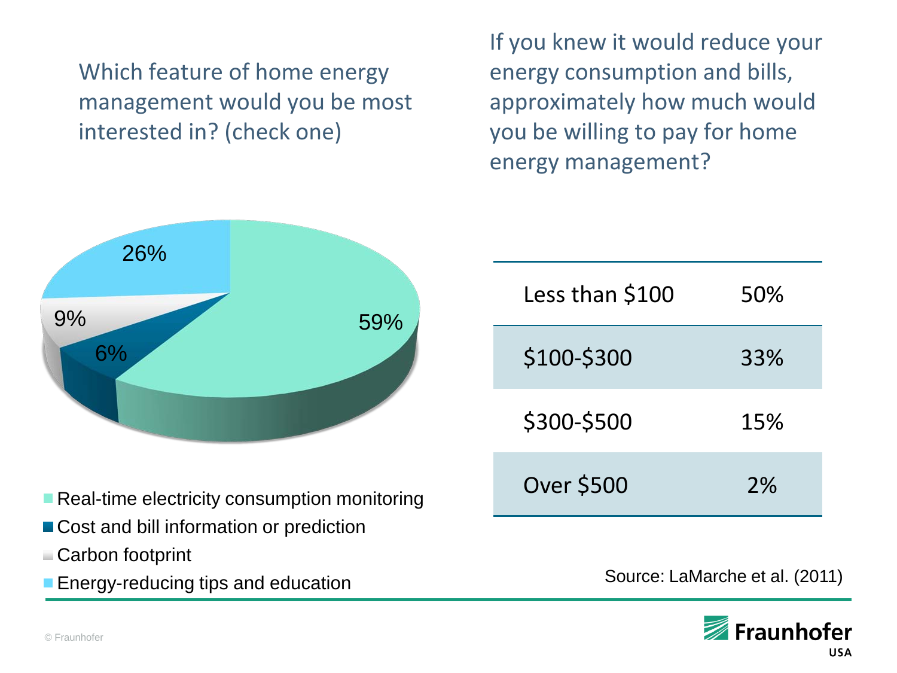Which feature of home energy management would you be most interested in? (check one)

- Real-time electricity consumption monitoring: 59%
- Cost and bill information or prediction: 6%
- Carbon footprint: 9%
- Energy-reducing tips and education: 26%

If you knew it would reduce your energy consumption and bills, approximately how much would you be willing to pay for home energy management?

| | |
|---|---|
| Less than $100 | 50% |
| $100-$300 | 33% |
| $300-$500 | 15% |
| Over $500 | 2% |

Source: LaMarche et al. (2011)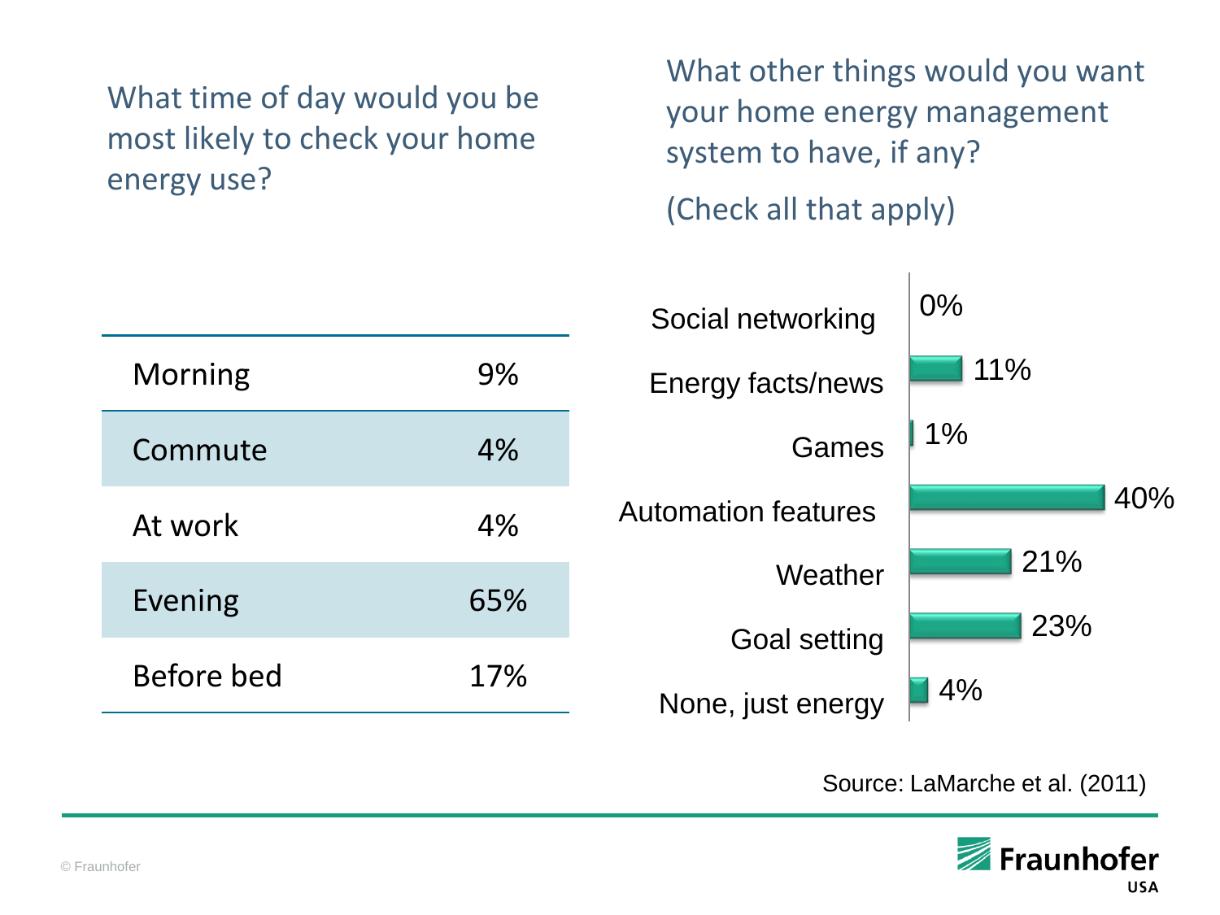What time of day would you be most likely to check your home energy use?

| Time of day | % |
| --- | --- |
| Morning | 9% |
| Commute | 4% |
| At work | 4% |
| Evening | 65% |
| Before bed | 17% |

What other things would you want your home energy management system to have, if any?

(Check all that apply)

| Feature | % |
| --- | --- |
| Social networking | 0% |
| Energy facts/news | 11% |
| Games | 1% |
| Automation features | 40% |
| Weather | 21% |
| Goal setting | 23% |
| None, just energy | 4% |

Source: LaMarche et al. (2011)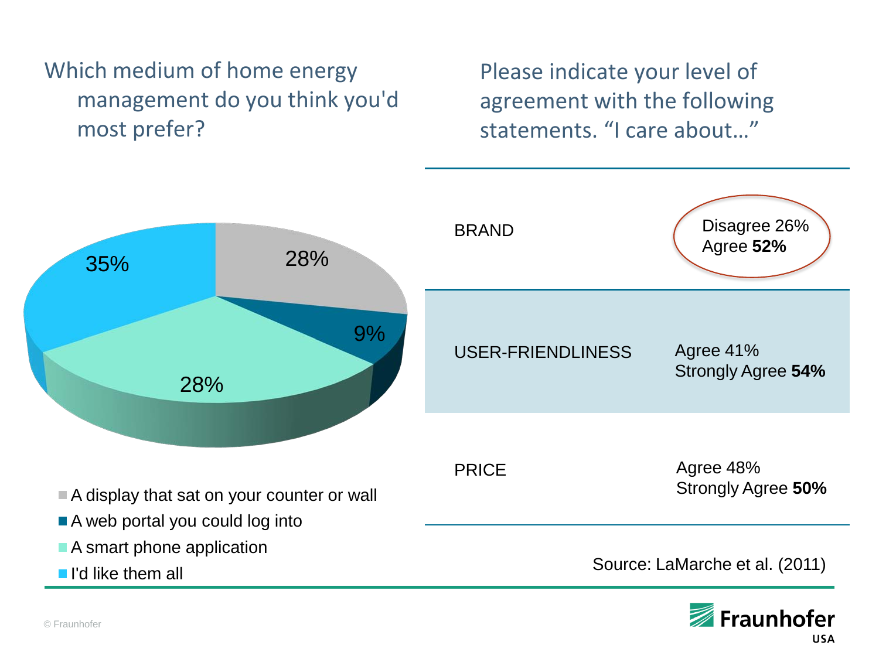## Which medium of home energy management do you think you'd most prefer?

- A display that sat on your counter or wall: 28%
- A web portal you could log into: 9%
- A smart phone application: 28%
- I'd like them all: 35%

## Please indicate your level of agreement with the following statements. "I care about…"

| | |
|---|---|
| BRAND | Disagree 26%<br>Agree **52%** |
| USER-FRIENDLINESS | Agree 41%<br>Strongly Agree **54%** |
| PRICE | Agree 48%<br>Strongly Agree **50%** |

Source: LaMarche et al. (2011)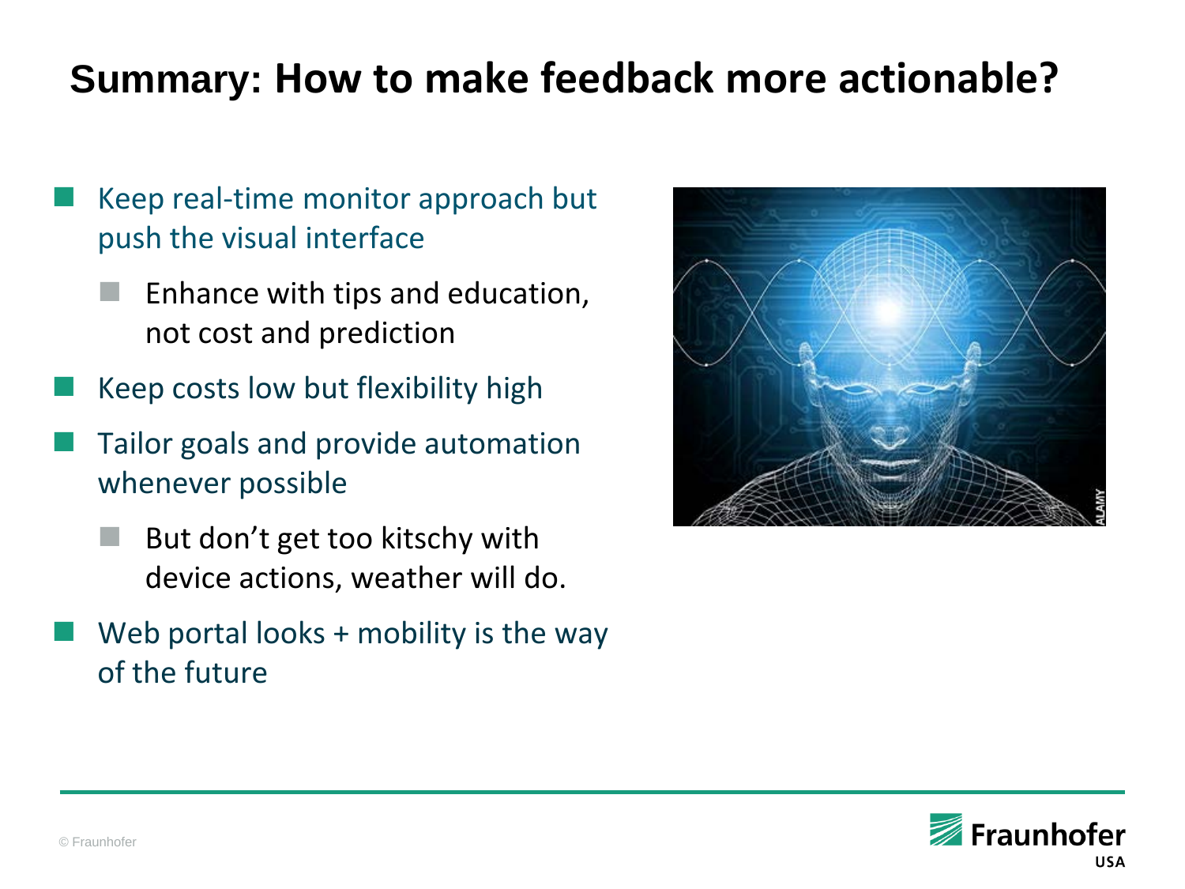# Summary: How to make feedback more actionable?

- Keep real-time monitor approach but push the visual interface
  - Enhance with tips and education, not cost and prediction
- Keep costs low but flexibility high
- Tailor goals and provide automation whenever possible
  - But don't get too kitschy with device actions, weather will do.
- Web portal looks + mobility is the way of the future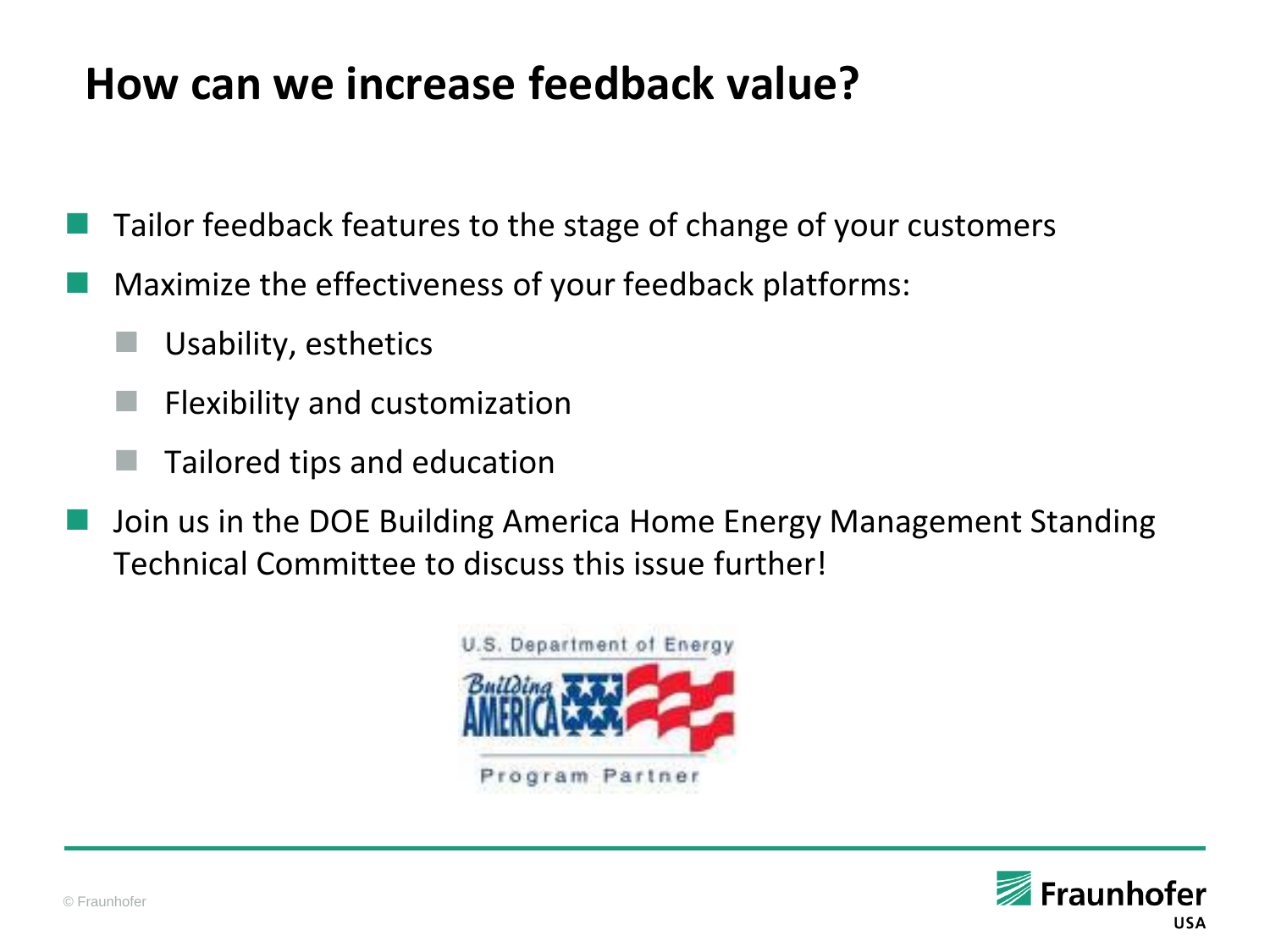# How can we increase feedback value?

- Tailor feedback features to the stage of change of your customers
- Maximize the effectiveness of your feedback platforms:
  - Usability, esthetics
  - Flexibility and customization
  - Tailored tips and education
- Join us in the DOE Building America Home Energy Management Standing Technical Committee to discuss this issue further!

U.S. Department of Energy

Building America

Program Partner